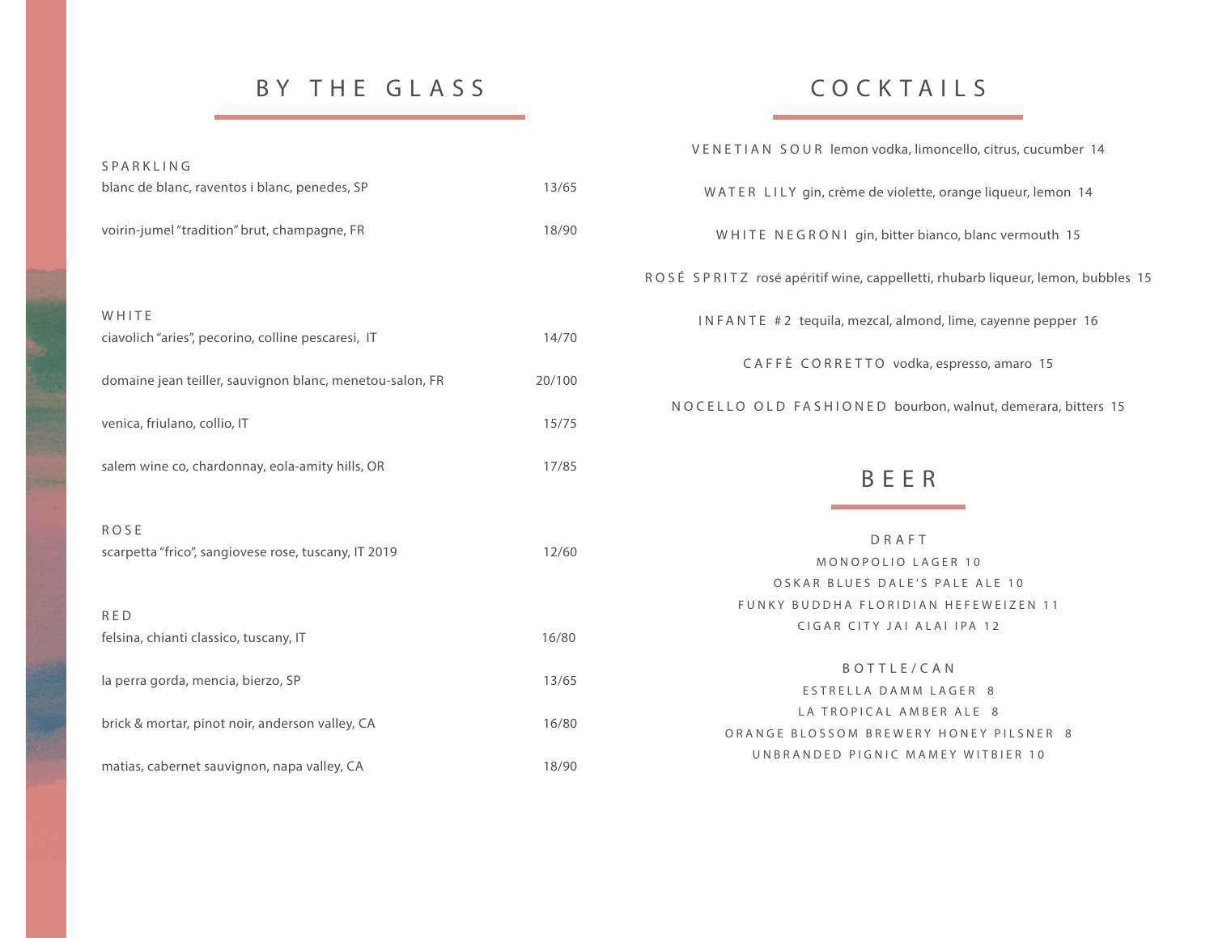# BY THE GLASS

## SPARKLING

| | |
|---|---|
| blanc de blanc, raventos i blanc, penedes, SP | 13/65 |
| voirin-jumel "tradition" brut, champagne, FR | 18/90 |

## WHITE

| | |
|---|---|
| ciavolich "aries", pecorino, colline pescaresi, IT | 14/70 |
| domaine jean teiller, sauvignon blanc, menetou-salon, FR | 20/100 |
| venica, friulano, collio, IT | 15/75 |
| salem wine co, chardonnay, eola-amity hills, OR | 17/85 |

## ROSE

| | |
|---|---|
| scarpetta "frico", sangiovese rose, tuscany, IT 2019 | 12/60 |

## RED

| | |
|---|---|
| felsina, chianti classico, tuscany, IT | 16/80 |
| la perra gorda, mencia, bierzo, SP | 13/65 |
| brick & mortar, pinot noir, anderson valley, CA | 16/80 |
| matias, cabernet sauvignon, napa valley, CA | 18/90 |

# COCKTAILS

VENETIAN SOUR lemon vodka, limoncello, citrus, cucumber 14

WATER LILY gin, crème de violette, orange liqueur, lemon 14

WHITE NEGRONI gin, bitter bianco, blanc vermouth 15

ROSÉ SPRITZ rosé apéritif wine, cappelletti, rhubarb liqueur, lemon, bubbles 15

INFANTE #2 tequila, mezcal, almond, lime, cayenne pepper 16

CAFFÈ CORRETTO vodka, espresso, amaro 15

NOCELLO OLD FASHIONED bourbon, walnut, demerara, bitters 15

# BEER

## DRAFT

MONOPOLIO LAGER 10

OSKAR BLUES DALE'S PALE ALE 10

FUNKY BUDDHA FLORIDIAN HEFEWEIZEN 11

CIGAR CITY JAI ALAI IPA 12

## BOTTLE/CAN

ESTRELLA DAMM LAGER 8

LA TROPICAL AMBER ALE 8

ORANGE BLOSSOM BREWERY HONEY PILSNER 8

UNBRANDED PIGNIC MAMEY WITBIER 10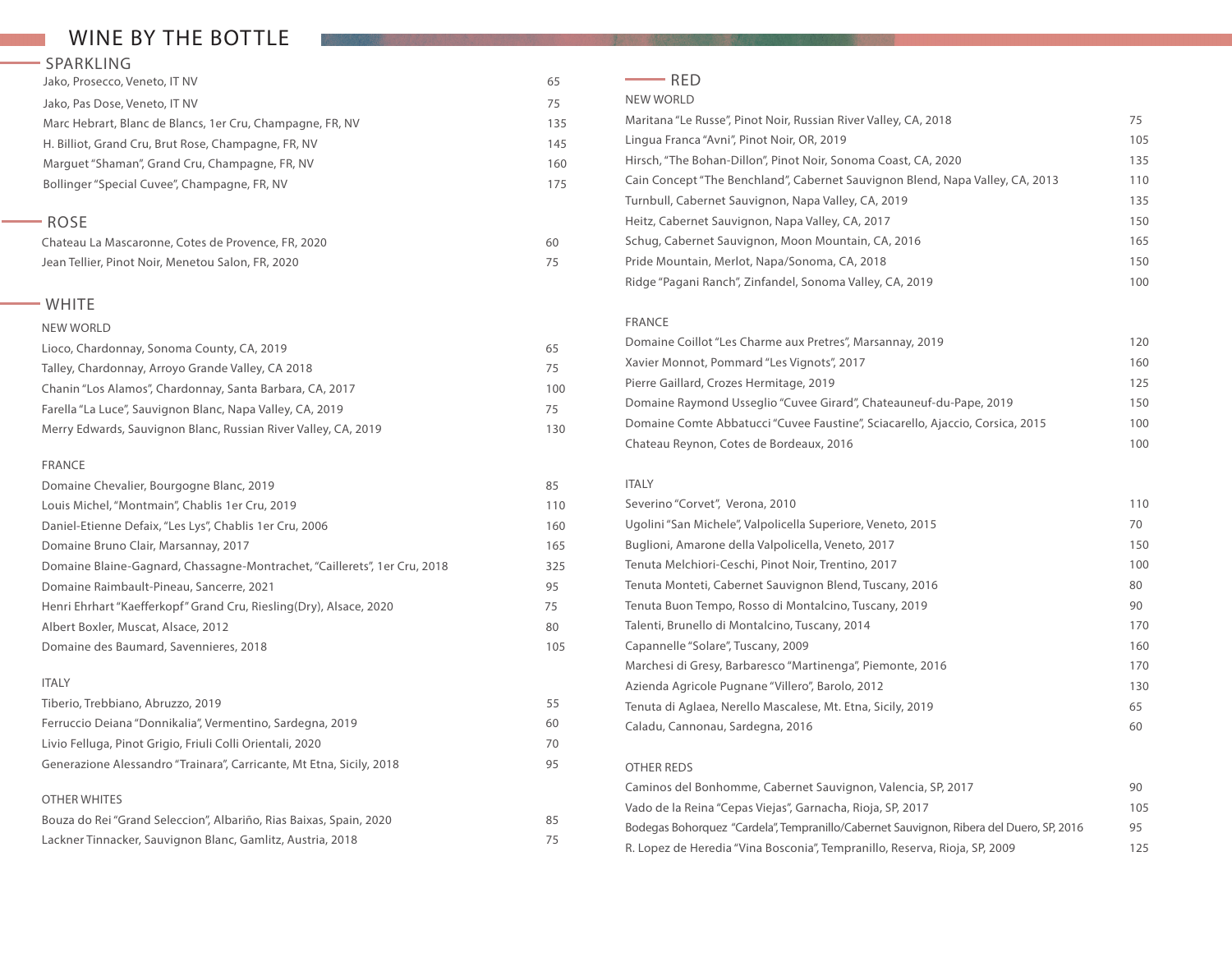# WINE BY THE BOTTLE

## SPARKLING

| | |
|---|---|
| Jako, Prosecco, Veneto, IT NV | 65 |
| Jako, Pas Dose, Veneto, IT NV | 75 |
| Marc Hebrart, Blanc de Blancs, 1er Cru, Champagne, FR, NV | 135 |
| H. Billiot, Grand Cru, Brut Rose, Champagne, FR, NV | 145 |
| Marguet "Shaman", Grand Cru, Champagne, FR, NV | 160 |
| Bollinger "Special Cuvee", Champagne, FR, NV | 175 |

## ROSE

| | |
|---|---|
| Chateau La Mascaronne, Cotes de Provence, FR, 2020 | 60 |
| Jean Tellier, Pinot Noir, Menetou Salon, FR, 2020 | 75 |

## WHITE

### NEW WORLD

| | |
|---|---|
| Lioco, Chardonnay, Sonoma County, CA, 2019 | 65 |
| Talley, Chardonnay, Arroyo Grande Valley, CA 2018 | 75 |
| Chanin "Los Alamos", Chardonnay, Santa Barbara, CA, 2017 | 100 |
| Farella "La Luce", Sauvignon Blanc, Napa Valley, CA, 2019 | 75 |
| Merry Edwards, Sauvignon Blanc, Russian River Valley, CA, 2019 | 130 |

### FRANCE

| | |
|---|---|
| Domaine Chevalier, Bourgogne Blanc, 2019 | 85 |
| Louis Michel, "Montmain", Chablis 1er Cru, 2019 | 110 |
| Daniel-Etienne Defaix, "Les Lys", Chablis 1er Cru, 2006 | 160 |
| Domaine Bruno Clair, Marsannay, 2017 | 165 |
| Domaine Blaine-Gagnard, Chassagne-Montrachet, "Caillerets", 1er Cru, 2018 | 325 |
| Domaine Raimbault-Pineau, Sancerre, 2021 | 95 |
| Henri Ehrhart "Kaefferkopf" Grand Cru, Riesling(Dry), Alsace, 2020 | 75 |
| Albert Boxler, Muscat, Alsace, 2012 | 80 |
| Domaine des Baumard, Savennieres, 2018 | 105 |

### ITALY

| | |
|---|---|
| Tiberio, Trebbiano, Abruzzo, 2019 | 55 |
| Ferruccio Deiana "Donnikalia", Vermentino, Sardegna, 2019 | 60 |
| Livio Felluga, Pinot Grigio, Friuli Colli Orientali, 2020 | 70 |
| Generazione Alessandro "Trainara", Carricante, Mt Etna, Sicily, 2018 | 95 |

### OTHER WHITES

| | |
|---|---|
| Bouza do Rei "Grand Seleccion", Albariño, Rias Baixas, Spain, 2020 | 85 |
| Lackner Tinnacker, Sauvignon Blanc, Gamlitz, Austria, 2018 | 75 |

## RED

### NEW WORLD

| | |
|---|---|
| Maritana "Le Russe", Pinot Noir, Russian River Valley, CA, 2018 | 75 |
| Lingua Franca "Avni", Pinot Noir, OR, 2019 | 105 |
| Hirsch, "The Bohan-Dillon", Pinot Noir, Sonoma Coast, CA, 2020 | 135 |
| Cain Concept "The Benchland", Cabernet Sauvignon Blend, Napa Valley, CA, 2013 | 110 |
| Turnbull, Cabernet Sauvignon, Napa Valley, CA, 2019 | 135 |
| Heitz, Cabernet Sauvignon, Napa Valley, CA, 2017 | 150 |
| Schug, Cabernet Sauvignon, Moon Mountain, CA, 2016 | 165 |
| Pride Mountain, Merlot, Napa/Sonoma, CA, 2018 | 150 |
| Ridge "Pagani Ranch", Zinfandel, Sonoma Valley, CA, 2019 | 100 |

### FRANCE

| | |
|---|---|
| Domaine Coillot "Les Charme aux Pretres", Marsannay, 2019 | 120 |
| Xavier Monnot, Pommard "Les Vignots", 2017 | 160 |
| Pierre Gaillard, Crozes Hermitage, 2019 | 125 |
| Domaine Raymond Usseglio "Cuvee Girard", Chateauneuf-du-Pape, 2019 | 150 |
| Domaine Comte Abbatucci "Cuvee Faustine", Sciacarello, Ajaccio, Corsica, 2015 | 100 |
| Chateau Reynon, Cotes de Bordeaux, 2016 | 100 |

### ITALY

| | |
|---|---|
| Severino "Corvet", Verona, 2010 | 110 |
| Ugolini "San Michele", Valpolicella Superiore, Veneto, 2015 | 70 |
| Buglioni, Amarone della Valpolicella, Veneto, 2017 | 150 |
| Tenuta Melchiori-Ceschi, Pinot Noir, Trentino, 2017 | 100 |
| Tenuta Monteti, Cabernet Sauvignon Blend, Tuscany, 2016 | 80 |
| Tenuta Buon Tempo, Rosso di Montalcino, Tuscany, 2019 | 90 |
| Talenti, Brunello di Montalcino, Tuscany, 2014 | 170 |
| Capannelle "Solare", Tuscany, 2009 | 160 |
| Marchesi di Gresy, Barbaresco "Martinenga", Piemonte, 2016 | 170 |
| Azienda Agricole Pugnane "Villero", Barolo, 2012 | 130 |
| Tenuta di Aglaea, Nerello Mascalese, Mt. Etna, Sicily, 2019 | 65 |
| Caladu, Cannonau, Sardegna, 2016 | 60 |

### OTHER REDS

| | |
|---|---|
| Caminos del Bonhomme, Cabernet Sauvignon, Valencia, SP, 2017 | 90 |
| Vado de la Reina "Cepas Viejas", Garnacha, Rioja, SP, 2017 | 105 |
| Bodegas Bohorquez "Cardela", Tempranillo/Cabernet Sauvignon, Ribera del Duero, SP, 2016 | 95 |
| R. Lopez de Heredia "Vina Bosconia", Tempranillo, Reserva, Rioja, SP, 2009 | 125 |